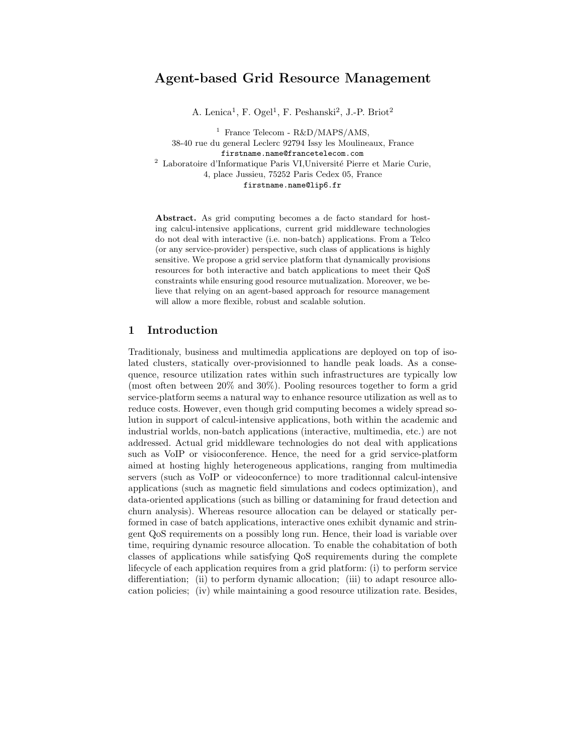// Agent-based Grid Resource Management

A. Lenica[1], F. Ogel[1], F. Peshanski[2], J.-P. Briot[2]

[1] France Telecom - R&D/MAPS/AMS,
38-40 rue du general Leclerc 92794 Issy les Moulineaux, France
firstname.name@francetelecom.com

[2] Laboratoire d'Informatique Paris VI,Université Pierre et Marie Curie,
4, place Jussieu, 75252 Paris Cedex 05, France
firstname.name@lip6.fr

**Abstract.** As grid computing becomes a de facto standard for hosting calcul-intensive applications, current grid middleware technologies do not deal with interactive (i.e. non-batch) applications. From a Telco (or any service-provider) perspective, such class of applications is highly sensitive. We propose a grid service platform that dynamically provisions resources for both interactive and batch applications to meet their QoS constraints while ensuring good resource mutualization. Moreover, we believe that relying on an agent-based approach for resource management will allow a more flexible, robust and scalable solution.

## 1 Introduction

Traditionaly, business and multimedia applications are deployed on top of isolated clusters, statically over-provisionned to handle peak loads. As a consequence, resource utilization rates within such infrastructures are typically low (most often between 20% and 30%). Pooling resources together to form a grid service-platform seems a natural way to enhance resource utilization as well as to reduce costs. However, even though grid computing becomes a widely spread solution in support of calcul-intensive applications, both within the academic and industrial worlds, non-batch applications (interactive, multimedia, etc.) are not addressed. Actual grid middleware technologies do not deal with applications such as VoIP or visioconference. Hence, the need for a grid service-platform aimed at hosting highly heterogeneous applications, ranging from multimedia servers (such as VoIP or videoconfernce) to more traditionnal calcul-intensive applications (such as magnetic field simulations and codecs optimization), and data-oriented applications (such as billing or datamining for fraud detection and churn analysis). Whereas resource allocation can be delayed or statically performed in case of batch applications, interactive ones exhibit dynamic and stringent QoS requirements on a possibly long run. Hence, their load is variable over time, requiring dynamic resource allocation. To enable the cohabitation of both classes of applications while satisfying QoS requirements during the complete lifecycle of each application requires from a grid platform: (i) to perform service differentiation; (ii) to perform dynamic allocation; (iii) to adapt resource allocation policies; (iv) while maintaining a good resource utilization rate. Besides,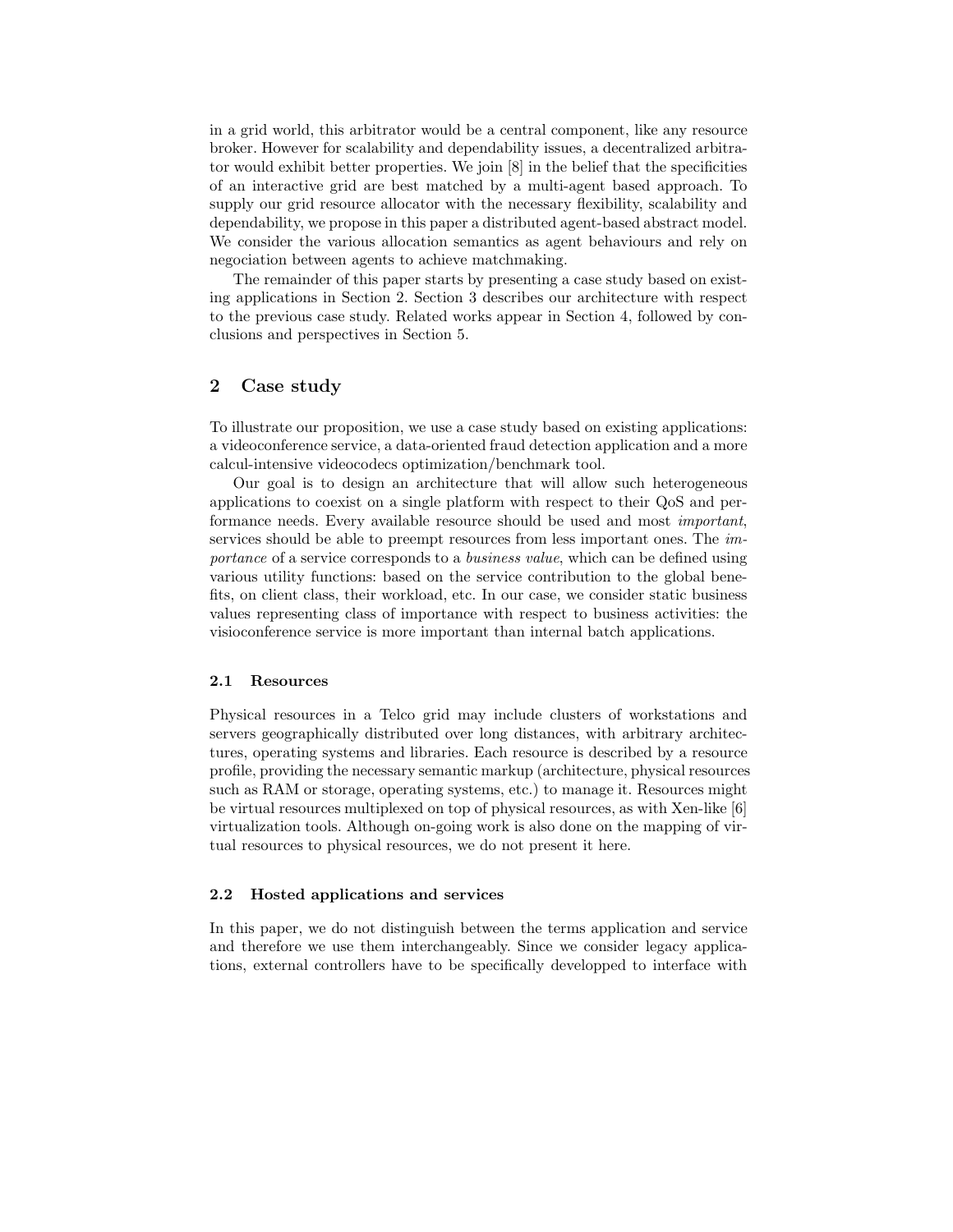in a grid world, this arbitrator would be a central component, like any resource broker. However for scalability and dependability issues, a decentralized arbitrator would exhibit better properties. We join [8] in the belief that the specificities of an interactive grid are best matched by a multi-agent based approach. To supply our grid resource allocator with the necessary flexibility, scalability and dependability, we propose in this paper a distributed agent-based abstract model. We consider the various allocation semantics as agent behaviours and rely on negociation between agents to achieve matchmaking.

The remainder of this paper starts by presenting a case study based on existing applications in Section 2. Section 3 describes our architecture with respect to the previous case study. Related works appear in Section 4, followed by conclusions and perspectives in Section 5.

## 2 Case study

To illustrate our proposition, we use a case study based on existing applications: a videoconference service, a data-oriented fraud detection application and a more calcul-intensive videocodecs optimization/benchmark tool.

Our goal is to design an architecture that will allow such heterogeneous applications to coexist on a single platform with respect to their QoS and performance needs. Every available resource should be used and most *important*, services should be able to preempt resources from less important ones. The *importance* of a service corresponds to a *business value*, which can be defined using various utility functions: based on the service contribution to the global benefits, on client class, their workload, etc. In our case, we consider static business values representing class of importance with respect to business activities: the visioconference service is more important than internal batch applications.

### 2.1 Resources

Physical resources in a Telco grid may include clusters of workstations and servers geographically distributed over long distances, with arbitrary architectures, operating systems and libraries. Each resource is described by a resource profile, providing the necessary semantic markup (architecture, physical resources such as RAM or storage, operating systems, etc.) to manage it. Resources might be virtual resources multiplexed on top of physical resources, as with Xen-like [6] virtualization tools. Although on-going work is also done on the mapping of virtual resources to physical resources, we do not present it here.

### 2.2 Hosted applications and services

In this paper, we do not distinguish between the terms application and service and therefore we use them interchangeably. Since we consider legacy applications, external controllers have to be specifically developped to interface with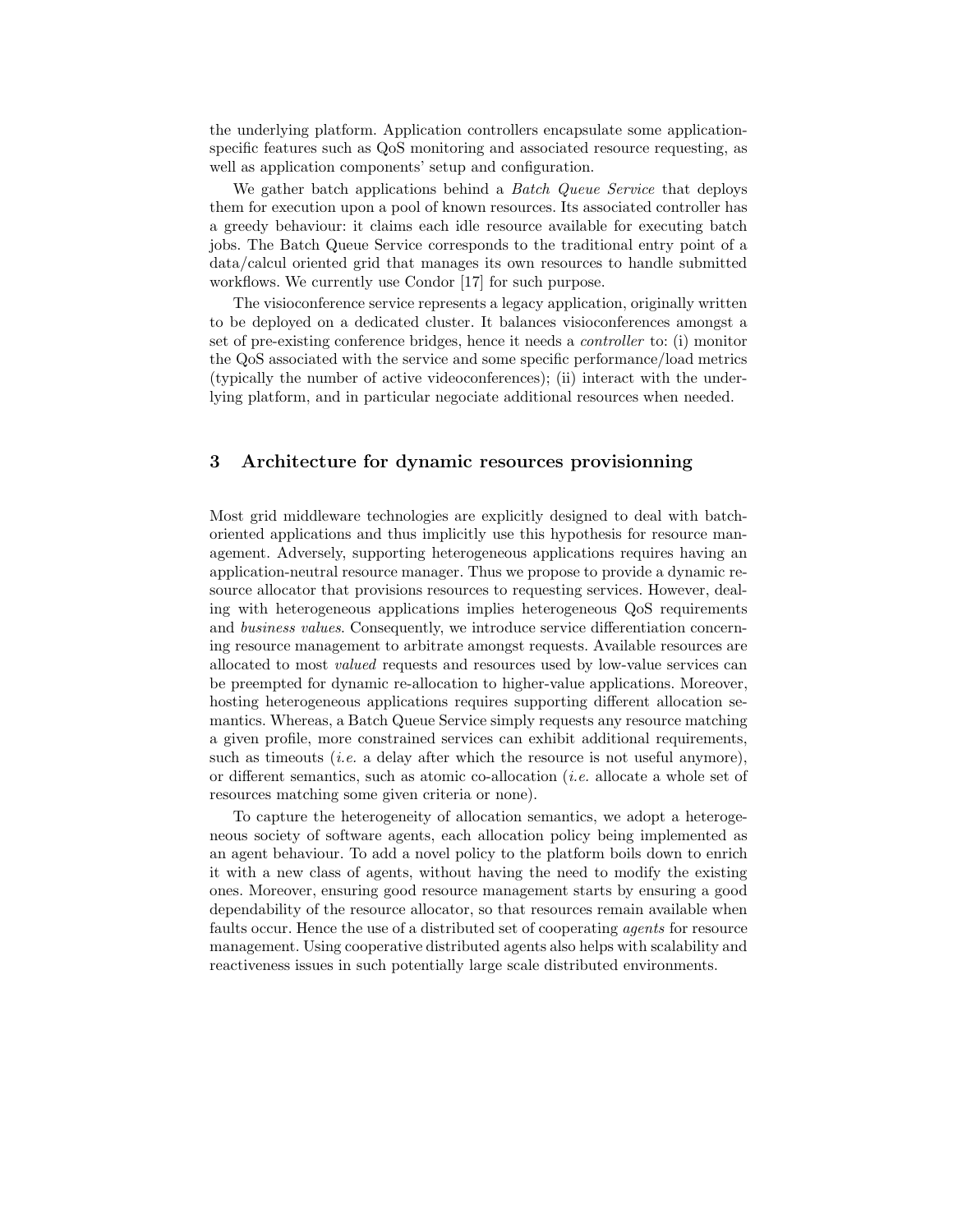the underlying platform. Application controllers encapsulate some application-specific features such as QoS monitoring and associated resource requesting, as well as application components' setup and configuration.

We gather batch applications behind a *Batch Queue Service* that deploys them for execution upon a pool of known resources. Its associated controller has a greedy behaviour: it claims each idle resource available for executing batch jobs. The Batch Queue Service corresponds to the traditional entry point of a data/calcul oriented grid that manages its own resources to handle submitted workflows. We currently use Condor [17] for such purpose.

The visioconference service represents a legacy application, originally written to be deployed on a dedicated cluster. It balances visioconferences amongst a set of pre-existing conference bridges, hence it needs a *controller* to: (i) monitor the QoS associated with the service and some specific performance/load metrics (typically the number of active videoconferences); (ii) interact with the underlying platform, and in particular negociate additional resources when needed.

## 3 Architecture for dynamic resources provisionning

Most grid middleware technologies are explicitly designed to deal with batch-oriented applications and thus implicitly use this hypothesis for resource management. Adversely, supporting heterogeneous applications requires having an application-neutral resource manager. Thus we propose to provide a dynamic resource allocator that provisions resources to requesting services. However, dealing with heterogeneous applications implies heterogeneous QoS requirements and *business values*. Consequently, we introduce service differentiation concerning resource management to arbitrate amongst requests. Available resources are allocated to most *valued* requests and resources used by low-value services can be preempted for dynamic re-allocation to higher-value applications. Moreover, hosting heterogeneous applications requires supporting different allocation semantics. Whereas, a Batch Queue Service simply requests any resource matching a given profile, more constrained services can exhibit additional requirements, such as timeouts (*i.e.* a delay after which the resource is not useful anymore), or different semantics, such as atomic co-allocation (*i.e.* allocate a whole set of resources matching some given criteria or none).

To capture the heterogeneity of allocation semantics, we adopt a heterogeneous society of software agents, each allocation policy being implemented as an agent behaviour. To add a novel policy to the platform boils down to enrich it with a new class of agents, without having the need to modify the existing ones. Moreover, ensuring good resource management starts by ensuring a good dependability of the resource allocator, so that resources remain available when faults occur. Hence the use of a distributed set of cooperating *agents* for resource management. Using cooperative distributed agents also helps with scalability and reactiveness issues in such potentially large scale distributed environments.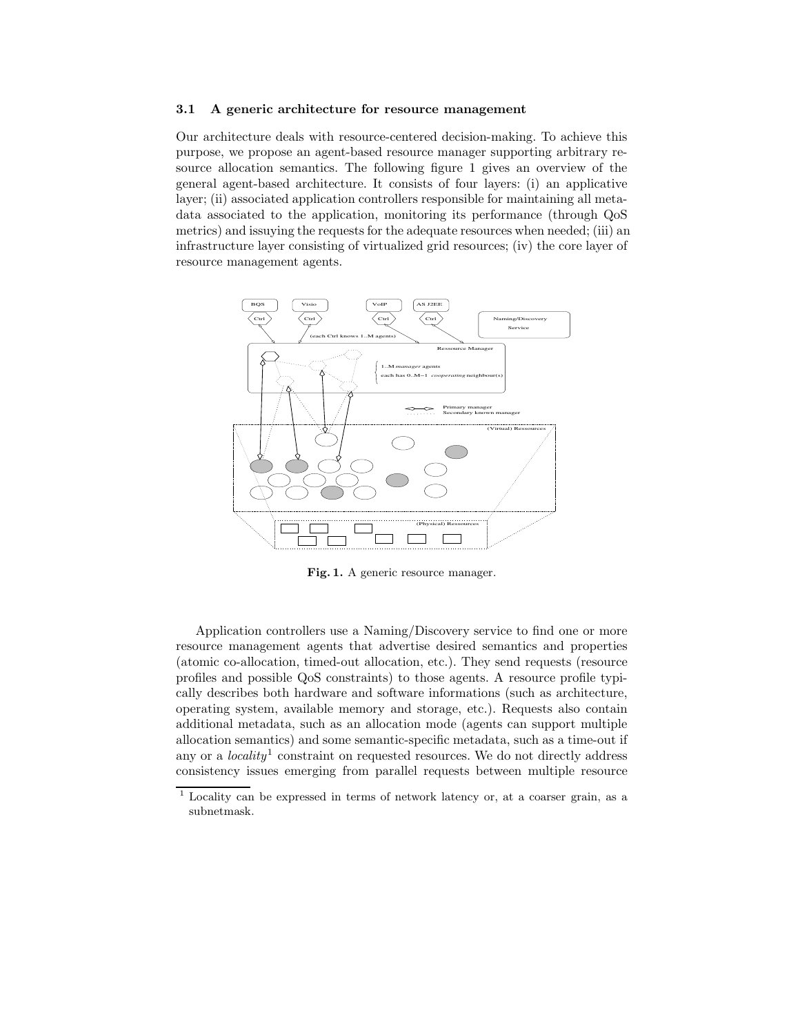### 3.1 A generic architecture for resource management

Our architecture deals with resource-centered decision-making. To achieve this purpose, we propose an agent-based resource manager supporting arbitrary resource allocation semantics. The following figure 1 gives an overview of the general agent-based architecture. It consists of four layers: (i) an applicative layer; (ii) associated application controllers responsible for maintaining all metadata associated to the application, monitoring its performance (through QoS metrics) and issuying the requests for the adequate resources when needed; (iii) an infrastructure layer consisting of virtualized grid resources; (iv) the core layer of resource management agents.

**Fig. 1.** A generic resource manager.

Application controllers use a Naming/Discovery service to find one or more resource management agents that advertise desired semantics and properties (atomic co-allocation, timed-out allocation, etc.). They send requests (resource profiles and possible QoS constraints) to those agents. A resource profile typically describes both hardware and software informations (such as architecture, operating system, available memory and storage, etc.). Requests also contain additional metadata, such as an allocation mode (agents can support multiple allocation semantics) and some semantic-specific metadata, such as a time-out if any or a *locality*[1] constraint on requested resources. We do not directly address consistency issues emerging from parallel requests between multiple resource

[1] Locality can be expressed in terms of network latency or, at a coarser grain, as a subnetmask.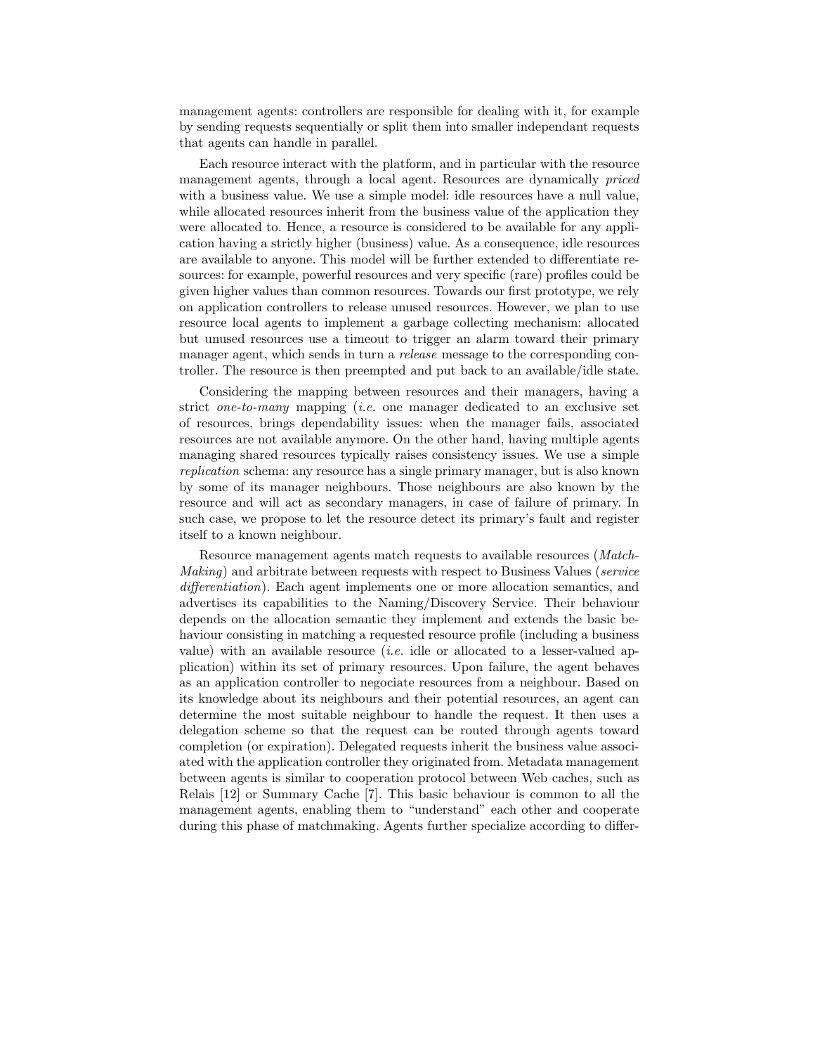management agents: controllers are responsible for dealing with it, for example by sending requests sequentially or split them into smaller independant requests that agents can handle in parallel.

Each resource interact with the platform, and in particular with the resource management agents, through a local agent. Resources are dynamically *priced* with a business value. We use a simple model: idle resources have a null value, while allocated resources inherit from the business value of the application they were allocated to. Hence, a resource is considered to be available for any application having a strictly higher (business) value. As a consequence, idle resources are available to anyone. This model will be further extended to differentiate resources: for example, powerful resources and very specific (rare) profiles could be given higher values than common resources. Towards our first prototype, we rely on application controllers to release unused resources. However, we plan to use resource local agents to implement a garbage collecting mechanism: allocated but unused resources use a timeout to trigger an alarm toward their primary manager agent, which sends in turn a *release* message to the corresponding controller. The resource is then preempted and put back to an available/idle state.

Considering the mapping between resources and their managers, having a strict *one-to-many* mapping (*i.e.* one manager dedicated to an exclusive set of resources, brings dependability issues: when the manager fails, associated resources are not available anymore. On the other hand, having multiple agents managing shared resources typically raises consistency issues. We use a simple *replication* schema: any resource has a single primary manager, but is also known by some of its manager neighbours. Those neighbours are also known by the resource and will act as secondary managers, in case of failure of primary. In such case, we propose to let the resource detect its primary's fault and register itself to a known neighbour.

Resource management agents match requests to available resources (*Match-Making*) and arbitrate between requests with respect to Business Values (*service differentiation*). Each agent implements one or more allocation semantics, and advertises its capabilities to the Naming/Discovery Service. Their behaviour depends on the allocation semantic they implement and extends the basic behaviour consisting in matching a requested resource profile (including a business value) with an available resource (*i.e.* idle or allocated to a lesser-valued application) within its set of primary resources. Upon failure, the agent behaves as an application controller to negociate resources from a neighbour. Based on its knowledge about its neighbours and their potential resources, an agent can determine the most suitable neighbour to handle the request. It then uses a delegation scheme so that the request can be routed through agents toward completion (or expiration). Delegated requests inherit the business value associated with the application controller they originated from. Metadata management between agents is similar to cooperation protocol between Web caches, such as Relais [12] or Summary Cache [7]. This basic behaviour is common to all the management agents, enabling them to "understand" each other and cooperate during this phase of matchmaking. Agents further specialize according to differ-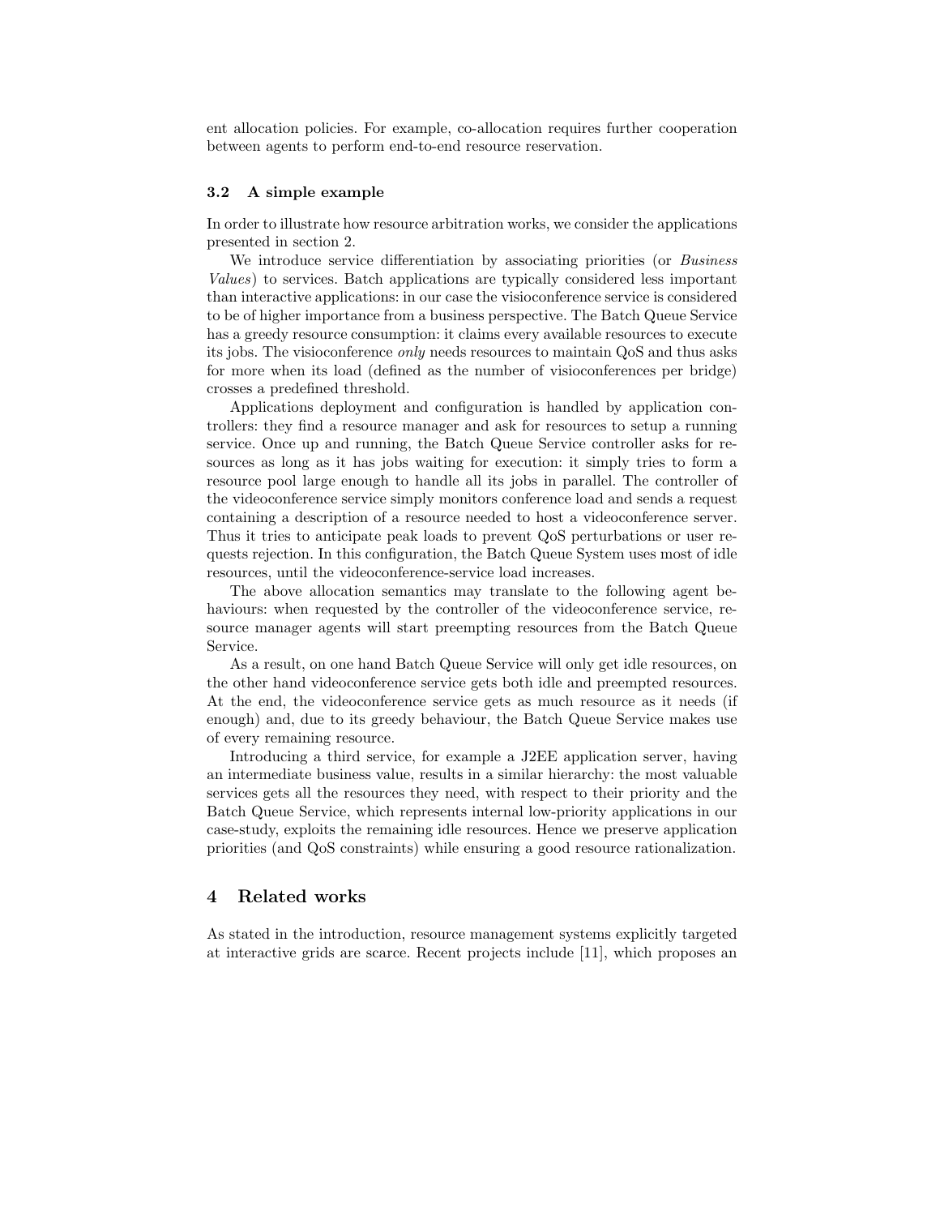ent allocation policies. For example, co-allocation requires further cooperation between agents to perform end-to-end resource reservation.

### 3.2 A simple example

In order to illustrate how resource arbitration works, we consider the applications presented in section 2.

We introduce service differentiation by associating priorities (or *Business Values*) to services. Batch applications are typically considered less important than interactive applications: in our case the visioconference service is considered to be of higher importance from a business perspective. The Batch Queue Service has a greedy resource consumption: it claims every available resources to execute its jobs. The visioconference *only* needs resources to maintain QoS and thus asks for more when its load (defined as the number of visioconferences per bridge) crosses a predefined threshold.

Applications deployment and configuration is handled by application controllers: they find a resource manager and ask for resources to setup a running service. Once up and running, the Batch Queue Service controller asks for resources as long as it has jobs waiting for execution: it simply tries to form a resource pool large enough to handle all its jobs in parallel. The controller of the videoconference service simply monitors conference load and sends a request containing a description of a resource needed to host a videoconference server. Thus it tries to anticipate peak loads to prevent QoS perturbations or user requests rejection. In this configuration, the Batch Queue System uses most of idle resources, until the videoconference-service load increases.

The above allocation semantics may translate to the following agent behaviours: when requested by the controller of the videoconference service, resource manager agents will start preempting resources from the Batch Queue Service.

As a result, on one hand Batch Queue Service will only get idle resources, on the other hand videoconference service gets both idle and preempted resources. At the end, the videoconference service gets as much resource as it needs (if enough) and, due to its greedy behaviour, the Batch Queue Service makes use of every remaining resource.

Introducing a third service, for example a J2EE application server, having an intermediate business value, results in a similar hierarchy: the most valuable services gets all the resources they need, with respect to their priority and the Batch Queue Service, which represents internal low-priority applications in our case-study, exploits the remaining idle resources. Hence we preserve application priorities (and QoS constraints) while ensuring a good resource rationalization.

## 4 Related works

As stated in the introduction, resource management systems explicitly targeted at interactive grids are scarce. Recent projects include [11], which proposes an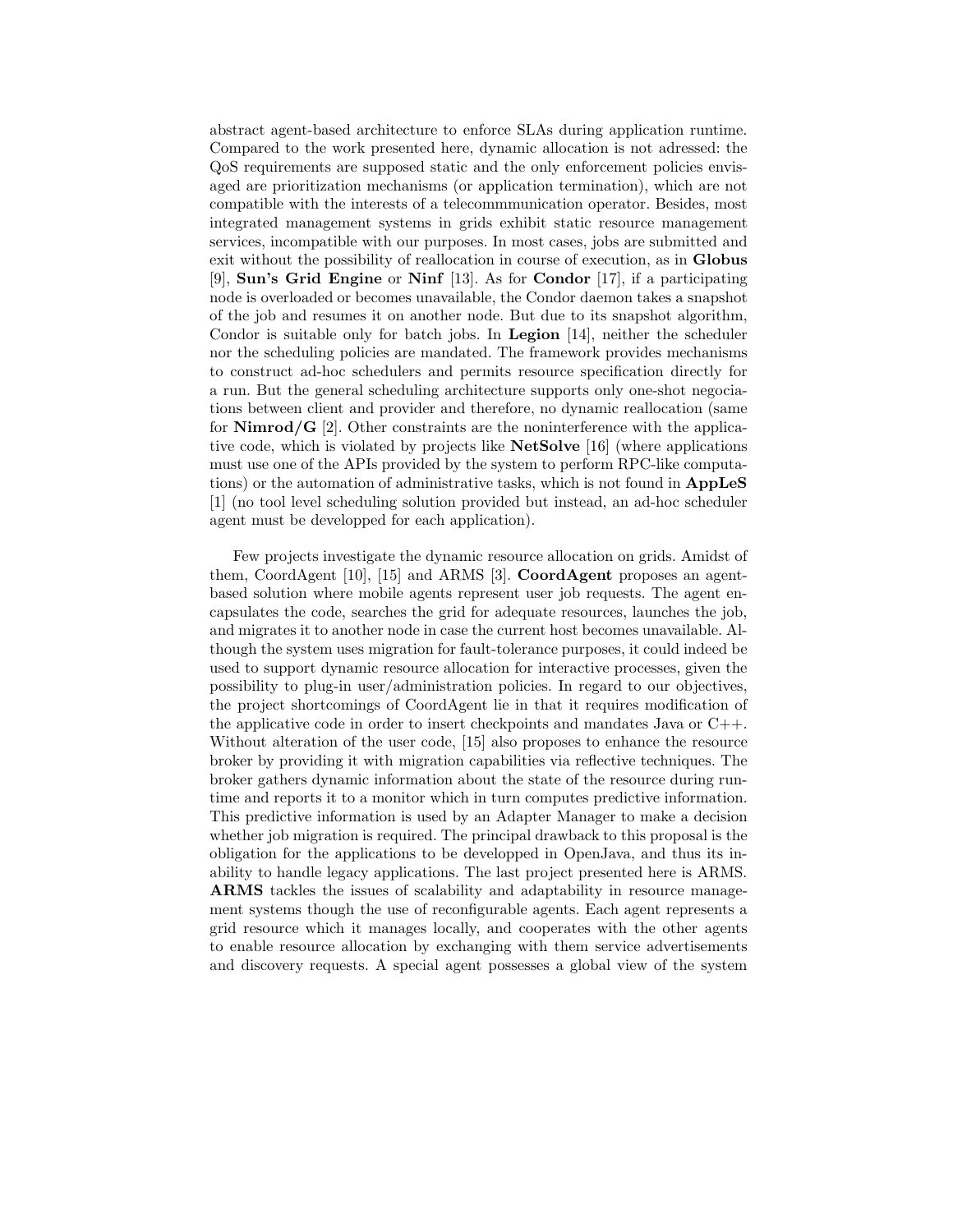abstract agent-based architecture to enforce SLAs during application runtime. Compared to the work presented here, dynamic allocation is not adressed: the QoS requirements are supposed static and the only enforcement policies envisaged are prioritization mechanisms (or application termination), which are not compatible with the interests of a telecommmunication operator. Besides, most integrated management systems in grids exhibit static resource management services, incompatible with our purposes. In most cases, jobs are submitted and exit without the possibility of reallocation in course of execution, as in **Globus** [9], **Sun's Grid Engine** or **Ninf** [13]. As for **Condor** [17], if a participating node is overloaded or becomes unavailable, the Condor daemon takes a snapshot of the job and resumes it on another node. But due to its snapshot algorithm, Condor is suitable only for batch jobs. In **Legion** [14], neither the scheduler nor the scheduling policies are mandated. The framework provides mechanisms to construct ad-hoc schedulers and permits resource specification directly for a run. But the general scheduling architecture supports only one-shot negociations between client and provider and therefore, no dynamic reallocation (same for **Nimrod/G** [2]. Other constraints are the noninterference with the applicative code, which is violated by projects like **NetSolve** [16] (where applications must use one of the APIs provided by the system to perform RPC-like computations) or the automation of administrative tasks, which is not found in **AppLeS** [1] (no tool level scheduling solution provided but instead, an ad-hoc scheduler agent must be developped for each application).

Few projects investigate the dynamic resource allocation on grids. Amidst of them, CoordAgent [10], [15] and ARMS [3]. **CoordAgent** proposes an agent-based solution where mobile agents represent user job requests. The agent encapsulates the code, searches the grid for adequate resources, launches the job, and migrates it to another node in case the current host becomes unavailable. Although the system uses migration for fault-tolerance purposes, it could indeed be used to support dynamic resource allocation for interactive processes, given the possibility to plug-in user/administration policies. In regard to our objectives, the project shortcomings of CoordAgent lie in that it requires modification of the applicative code in order to insert checkpoints and mandates Java or C++. Without alteration of the user code, [15] also proposes to enhance the resource broker by providing it with migration capabilities via reflective techniques. The broker gathers dynamic information about the state of the resource during runtime and reports it to a monitor which in turn computes predictive information. This predictive information is used by an Adapter Manager to make a decision whether job migration is required. The principal drawback to this proposal is the obligation for the applications to be developped in OpenJava, and thus its inability to handle legacy applications. The last project presented here is ARMS. **ARMS** tackles the issues of scalability and adaptability in resource management systems though the use of reconfigurable agents. Each agent represents a grid resource which it manages locally, and cooperates with the other agents to enable resource allocation by exchanging with them service advertisements and discovery requests. A special agent possesses a global view of the system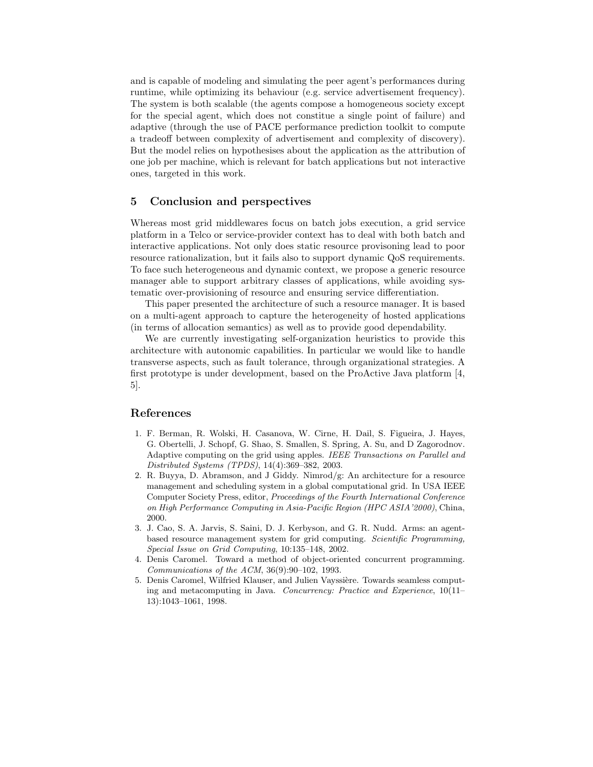and is capable of modeling and simulating the peer agent's performances during runtime, while optimizing its behaviour (e.g. service advertisement frequency). The system is both scalable (the agents compose a homogeneous society except for the special agent, which does not constitue a single point of failure) and adaptive (through the use of PACE performance prediction toolkit to compute a tradeoff between complexity of advertisement and complexity of discovery). But the model relies on hypothesises about the application as the attribution of one job per machine, which is relevant for batch applications but not interactive ones, targeted in this work.

## 5 Conclusion and perspectives

Whereas most grid middlewares focus on batch jobs execution, a grid service platform in a Telco or service-provider context has to deal with both batch and interactive applications. Not only does static resource provisoning lead to poor resource rationalization, but it fails also to support dynamic QoS requirements. To face such heterogeneous and dynamic context, we propose a generic resource manager able to support arbitrary classes of applications, while avoiding systematic over-provisioning of resource and ensuring service differentiation.

This paper presented the architecture of such a resource manager. It is based on a multi-agent approach to capture the heterogeneity of hosted applications (in terms of allocation semantics) as well as to provide good dependability.

We are currently investigating self-organization heuristics to provide this architecture with autonomic capabilities. In particular we would like to handle transverse aspects, such as fault tolerance, through organizational strategies. A first prototype is under development, based on the ProActive Java platform [4, 5].

## References

1. F. Berman, R. Wolski, H. Casanova, W. Cirne, H. Dail, S. Figueira, J. Hayes, G. Obertelli, J. Schopf, G. Shao, S. Smallen, S. Spring, A. Su, and D Zagorodnov. Adaptive computing on the grid using apples. *IEEE Transactions on Parallel and Distributed Systems (TPDS)*, 14(4):369–382, 2003.
2. R. Buyya, D. Abramson, and J Giddy. Nimrod/g: An architecture for a resource management and scheduling system in a global computational grid. In USA IEEE Computer Society Press, editor, *Proceedings of the Fourth International Conference on High Performance Computing in Asia-Pacific Region (HPC ASIA'2000)*, China, 2000.
3. J. Cao, S. A. Jarvis, S. Saini, D. J. Kerbyson, and G. R. Nudd. Arms: an agent-based resource management system for grid computing. *Scientific Programming, Special Issue on Grid Computing*, 10:135–148, 2002.
4. Denis Caromel. Toward a method of object-oriented concurrent programming. *Communications of the ACM*, 36(9):90–102, 1993.
5. Denis Caromel, Wilfried Klauser, and Julien Vayssière. Towards seamless computing and metacomputing in Java. *Concurrency: Practice and Experience*, 10(11–13):1043–1061, 1998.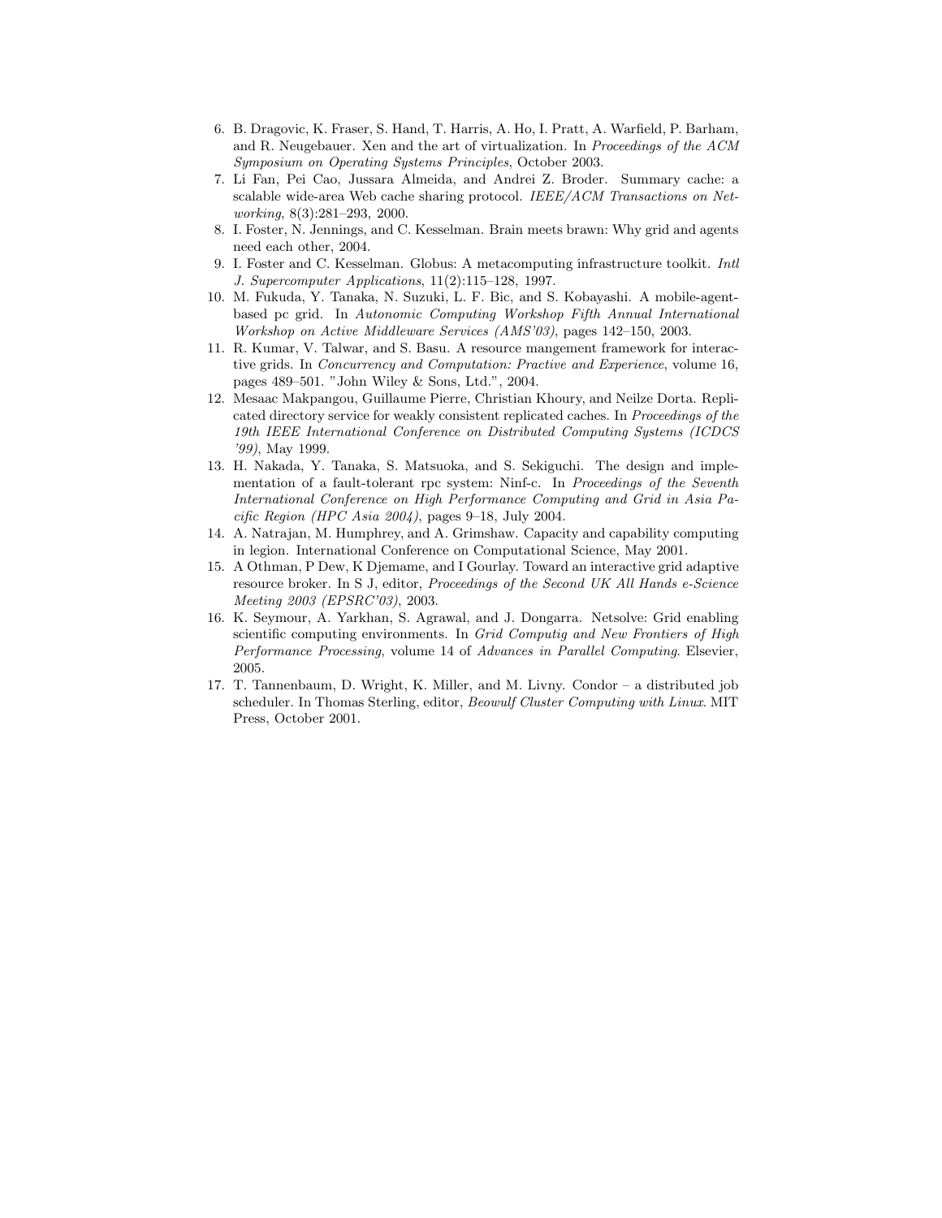6. B. Dragovic, K. Fraser, S. Hand, T. Harris, A. Ho, I. Pratt, A. Warfield, P. Barham, and R. Neugebauer. Xen and the art of virtualization. In *Proceedings of the ACM Symposium on Operating Systems Principles*, October 2003.
7. Li Fan, Pei Cao, Jussara Almeida, and Andrei Z. Broder. Summary cache: a scalable wide-area Web cache sharing protocol. *IEEE/ACM Transactions on Networking*, 8(3):281–293, 2000.
8. I. Foster, N. Jennings, and C. Kesselman. Brain meets brawn: Why grid and agents need each other, 2004.
9. I. Foster and C. Kesselman. Globus: A metacomputing infrastructure toolkit. *Intl J. Supercomputer Applications*, 11(2):115–128, 1997.
10. M. Fukuda, Y. Tanaka, N. Suzuki, L. F. Bic, and S. Kobayashi. A mobile-agent-based pc grid. In *Autonomic Computing Workshop Fifth Annual International Workshop on Active Middleware Services (AMS'03)*, pages 142–150, 2003.
11. R. Kumar, V. Talwar, and S. Basu. A resource mangement framework for interactive grids. In *Concurrency and Computation: Practive and Experience*, volume 16, pages 489–501. "John Wiley & Sons, Ltd.", 2004.
12. Mesaac Makpangou, Guillaume Pierre, Christian Khoury, and Neilze Dorta. Replicated directory service for weakly consistent replicated caches. In *Proceedings of the 19th IEEE International Conference on Distributed Computing Systems (ICDCS '99)*, May 1999.
13. H. Nakada, Y. Tanaka, S. Matsuoka, and S. Sekiguchi. The design and implementation of a fault-tolerant rpc system: Ninf-c. In *Proceedings of the Seventh International Conference on High Performance Computing and Grid in Asia Pacific Region (HPC Asia 2004)*, pages 9–18, July 2004.
14. A. Natrajan, M. Humphrey, and A. Grimshaw. Capacity and capability computing in legion. International Conference on Computational Science, May 2001.
15. A Othman, P Dew, K Djemame, and I Gourlay. Toward an interactive grid adaptive resource broker. In S J, editor, *Proceedings of the Second UK All Hands e-Science Meeting 2003 (EPSRC'03)*, 2003.
16. K. Seymour, A. Yarkhan, S. Agrawal, and J. Dongarra. Netsolve: Grid enabling scientific computing environments. In *Grid Computig and New Frontiers of High Performance Processing*, volume 14 of *Advances in Parallel Computing*. Elsevier, 2005.
17. T. Tannenbaum, D. Wright, K. Miller, and M. Livny. Condor – a distributed job scheduler. In Thomas Sterling, editor, *Beowulf Cluster Computing with Linux*. MIT Press, October 2001.